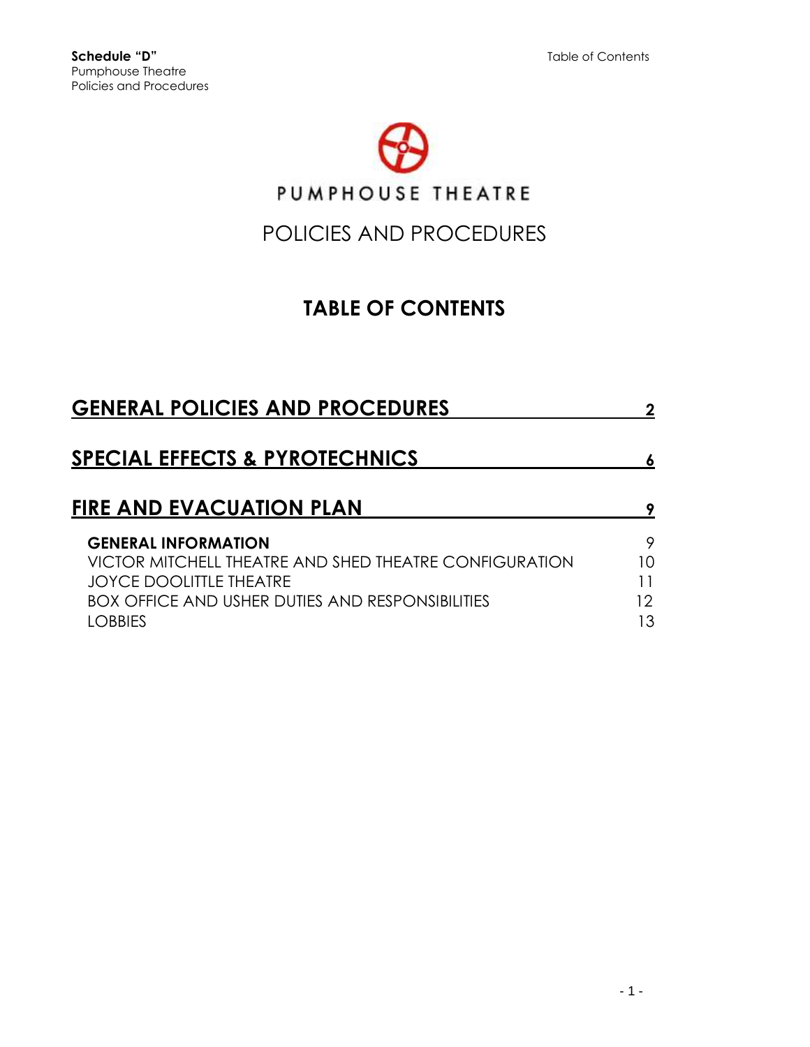**Schedule "D"**
Pumphouse Theatre
Policies and Procedures

PUMPHOUSE THEATRE

# POLICIES AND PROCEDURES

## TABLE OF CONTENTS

| | |
|---|---|
| **GENERAL POLICIES AND PROCEDURES** | **2** |
| **SPECIAL EFFECTS & PYROTECHNICS** | **6** |
| **FIRE AND EVACUATION PLAN** | **9** |
| **GENERAL INFORMATION** | 9 |
| VICTOR MITCHELL THEATRE AND SHED THEATRE CONFIGURATION | 10 |
| JOYCE DOOLITTLE THEATRE | 11 |
| BOX OFFICE AND USHER DUTIES AND RESPONSIBILITIES | 12 |
| LOBBIES | 13 |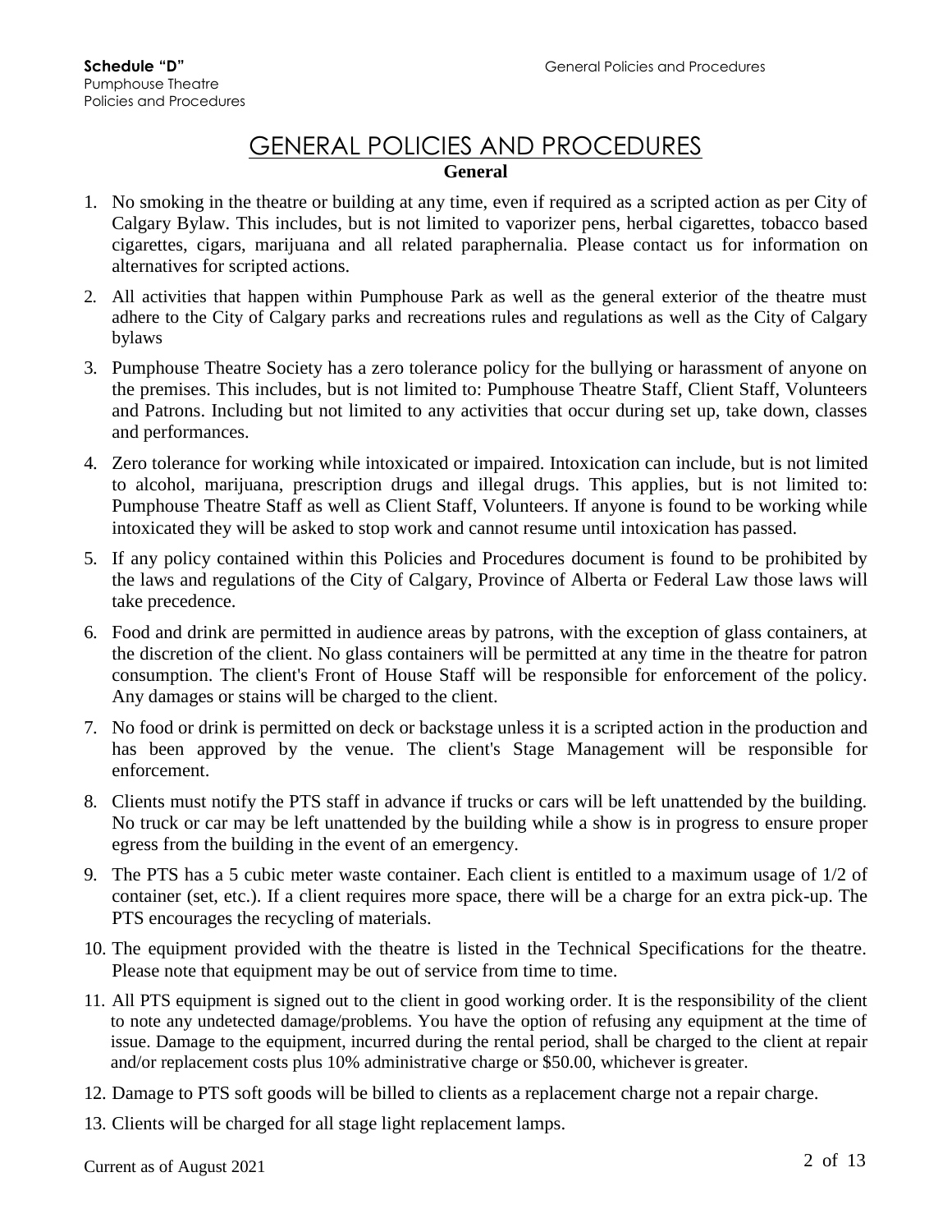# GENERAL POLICIES AND PROCEDURES

**General**

1. No smoking in the theatre or building at any time, even if required as a scripted action as per City of Calgary Bylaw. This includes, but is not limited to vaporizer pens, herbal cigarettes, tobacco based cigarettes, cigars, marijuana and all related paraphernalia. Please contact us for information on alternatives for scripted actions.
2. All activities that happen within Pumphouse Park as well as the general exterior of the theatre must adhere to the City of Calgary parks and recreations rules and regulations as well as the City of Calgary bylaws
3. Pumphouse Theatre Society has a zero tolerance policy for the bullying or harassment of anyone on the premises. This includes, but is not limited to: Pumphouse Theatre Staff, Client Staff, Volunteers and Patrons. Including but not limited to any activities that occur during set up, take down, classes and performances.
4. Zero tolerance for working while intoxicated or impaired. Intoxication can include, but is not limited to alcohol, marijuana, prescription drugs and illegal drugs. This applies, but is not limited to: Pumphouse Theatre Staff as well as Client Staff, Volunteers. If anyone is found to be working while intoxicated they will be asked to stop work and cannot resume until intoxication has passed.
5. If any policy contained within this Policies and Procedures document is found to be prohibited by the laws and regulations of the City of Calgary, Province of Alberta or Federal Law those laws will take precedence.
6. Food and drink are permitted in audience areas by patrons, with the exception of glass containers, at the discretion of the client. No glass containers will be permitted at any time in the theatre for patron consumption. The client's Front of House Staff will be responsible for enforcement of the policy. Any damages or stains will be charged to the client.
7. No food or drink is permitted on deck or backstage unless it is a scripted action in the production and has been approved by the venue. The client's Stage Management will be responsible for enforcement.
8. Clients must notify the PTS staff in advance if trucks or cars will be left unattended by the building. No truck or car may be left unattended by the building while a show is in progress to ensure proper egress from the building in the event of an emergency.
9. The PTS has a 5 cubic meter waste container. Each client is entitled to a maximum usage of 1/2 of container (set, etc.). If a client requires more space, there will be a charge for an extra pick-up. The PTS encourages the recycling of materials.
10. The equipment provided with the theatre is listed in the Technical Specifications for the theatre. Please note that equipment may be out of service from time to time.
11. All PTS equipment is signed out to the client in good working order. It is the responsibility of the client to note any undetected damage/problems. You have the option of refusing any equipment at the time of issue. Damage to the equipment, incurred during the rental period, shall be charged to the client at repair and/or replacement costs plus 10% administrative charge or $50.00, whichever is greater.
12. Damage to PTS soft goods will be billed to clients as a replacement charge not a repair charge.
13. Clients will be charged for all stage light replacement lamps.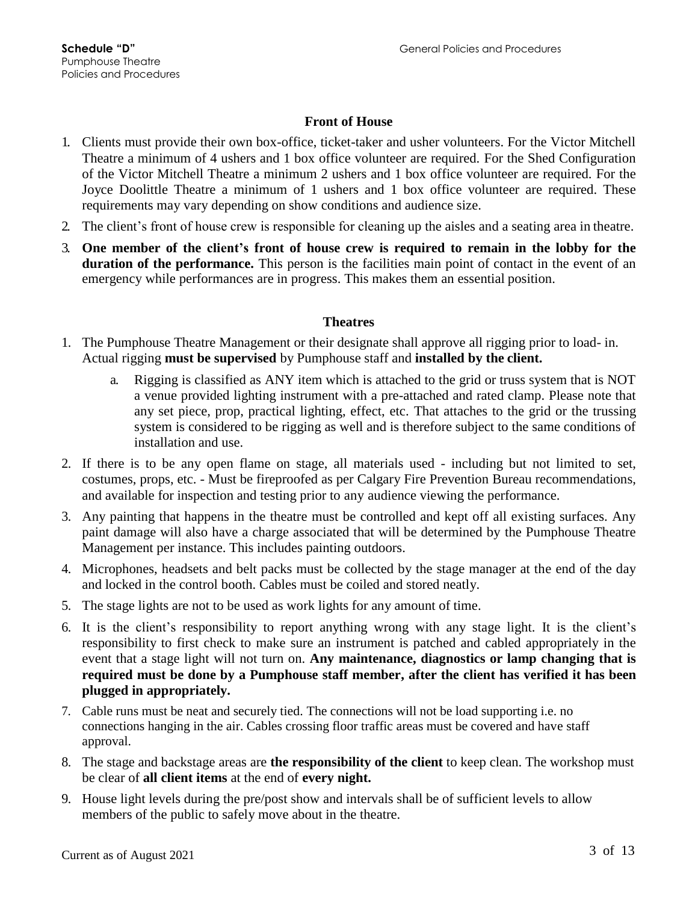## Front of House

1. Clients must provide their own box-office, ticket-taker and usher volunteers. For the Victor Mitchell Theatre a minimum of 4 ushers and 1 box office volunteer are required. For the Shed Configuration of the Victor Mitchell Theatre a minimum 2 ushers and 1 box office volunteer are required. For the Joyce Doolittle Theatre a minimum of 1 ushers and 1 box office volunteer are required. These requirements may vary depending on show conditions and audience size.
2. The client's front of house crew is responsible for cleaning up the aisles and a seating area in theatre.
3. **One member of the client's front of house crew is required to remain in the lobby for the duration of the performance.** This person is the facilities main point of contact in the event of an emergency while performances are in progress. This makes them an essential position.

## Theatres

1. The Pumphouse Theatre Management or their designate shall approve all rigging prior to load- in. Actual rigging **must be supervised** by Pumphouse staff and **installed by the client.**
   a. Rigging is classified as ANY item which is attached to the grid or truss system that is NOT a venue provided lighting instrument with a pre-attached and rated clamp. Please note that any set piece, prop, practical lighting, effect, etc. That attaches to the grid or the trussing system is considered to be rigging as well and is therefore subject to the same conditions of installation and use.
2. If there is to be any open flame on stage, all materials used - including but not limited to set, costumes, props, etc. - Must be fireproofed as per Calgary Fire Prevention Bureau recommendations, and available for inspection and testing prior to any audience viewing the performance.
3. Any painting that happens in the theatre must be controlled and kept off all existing surfaces. Any paint damage will also have a charge associated that will be determined by the Pumphouse Theatre Management per instance. This includes painting outdoors.
4. Microphones, headsets and belt packs must be collected by the stage manager at the end of the day and locked in the control booth. Cables must be coiled and stored neatly.
5. The stage lights are not to be used as work lights for any amount of time.
6. It is the client's responsibility to report anything wrong with any stage light. It is the client's responsibility to first check to make sure an instrument is patched and cabled appropriately in the event that a stage light will not turn on. **Any maintenance, diagnostics or lamp changing that is required must be done by a Pumphouse staff member, after the client has verified it has been plugged in appropriately.**
7. Cable runs must be neat and securely tied. The connections will not be load supporting i.e. no connections hanging in the air. Cables crossing floor traffic areas must be covered and have staff approval.
8. The stage and backstage areas are **the responsibility of the client** to keep clean. The workshop must be clear of **all client items** at the end of **every night.**
9. House light levels during the pre/post show and intervals shall be of sufficient levels to allow members of the public to safely move about in the theatre.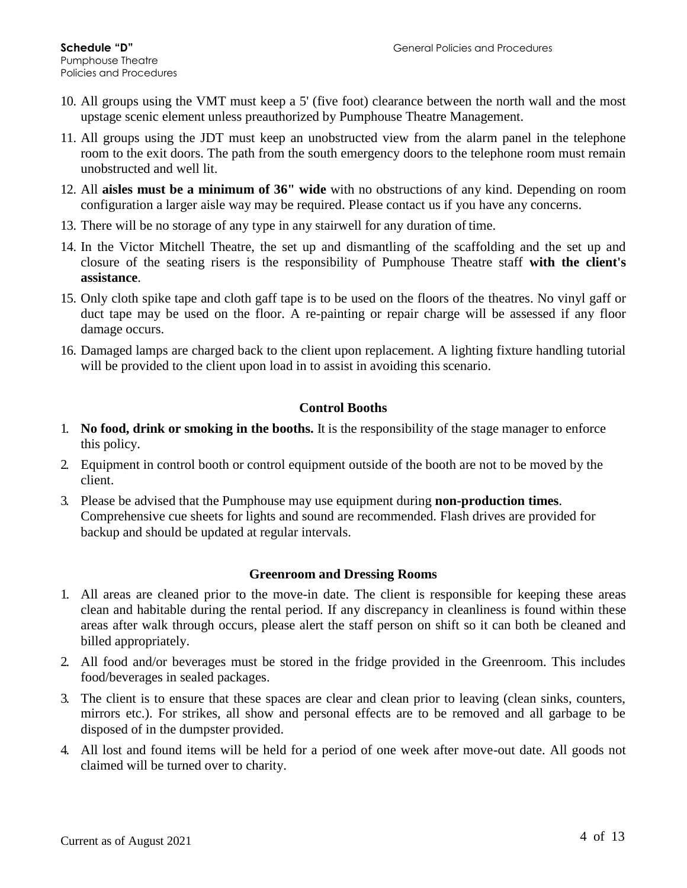10. All groups using the VMT must keep a 5' (five foot) clearance between the north wall and the most upstage scenic element unless preauthorized by Pumphouse Theatre Management.
11. All groups using the JDT must keep an unobstructed view from the alarm panel in the telephone room to the exit doors. The path from the south emergency doors to the telephone room must remain unobstructed and well lit.
12. All **aisles must be a minimum of 36" wide** with no obstructions of any kind. Depending on room configuration a larger aisle way may be required. Please contact us if you have any concerns.
13. There will be no storage of any type in any stairwell for any duration of time.
14. In the Victor Mitchell Theatre, the set up and dismantling of the scaffolding and the set up and closure of the seating risers is the responsibility of Pumphouse Theatre staff **with the client's assistance**.
15. Only cloth spike tape and cloth gaff tape is to be used on the floors of the theatres. No vinyl gaff or duct tape may be used on the floor. A re-painting or repair charge will be assessed if any floor damage occurs.
16. Damaged lamps are charged back to the client upon replacement. A lighting fixture handling tutorial will be provided to the client upon load in to assist in avoiding this scenario.

## Control Booths

1. **No food, drink or smoking in the booths.** It is the responsibility of the stage manager to enforce this policy.
2. Equipment in control booth or control equipment outside of the booth are not to be moved by the client.
3. Please be advised that the Pumphouse may use equipment during **non-production times**. Comprehensive cue sheets for lights and sound are recommended. Flash drives are provided for backup and should be updated at regular intervals.

## Greenroom and Dressing Rooms

1. All areas are cleaned prior to the move-in date. The client is responsible for keeping these areas clean and habitable during the rental period. If any discrepancy in cleanliness is found within these areas after walk through occurs, please alert the staff person on shift so it can both be cleaned and billed appropriately.
2. All food and/or beverages must be stored in the fridge provided in the Greenroom. This includes food/beverages in sealed packages.
3. The client is to ensure that these spaces are clear and clean prior to leaving (clean sinks, counters, mirrors etc.). For strikes, all show and personal effects are to be removed and all garbage to be disposed of in the dumpster provided.
4. All lost and found items will be held for a period of one week after move-out date. All goods not claimed will be turned over to charity.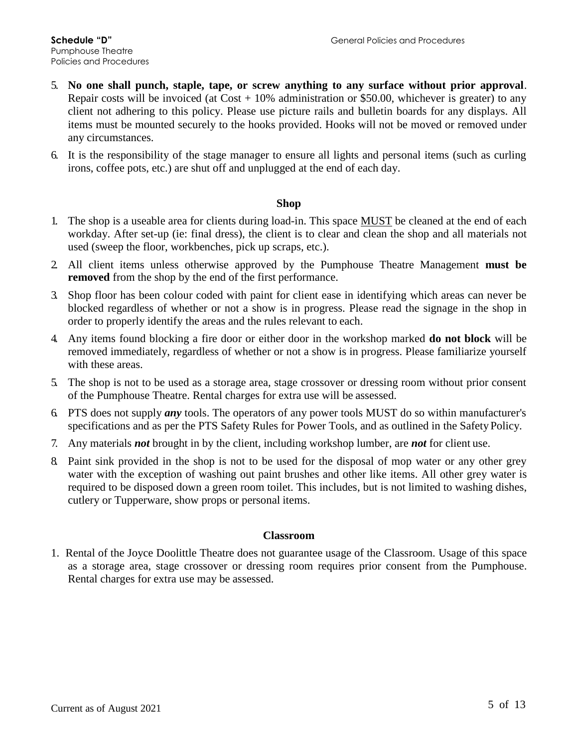5. **No one shall punch, staple, tape, or screw anything to any surface without prior approval**. Repair costs will be invoiced (at Cost + 10% administration or $50.00, whichever is greater) to any client not adhering to this policy. Please use picture rails and bulletin boards for any displays. All items must be mounted securely to the hooks provided. Hooks will not be moved or removed under any circumstances.
6. It is the responsibility of the stage manager to ensure all lights and personal items (such as curling irons, coffee pots, etc.) are shut off and unplugged at the end of each day.

## Shop

1. The shop is a useable area for clients during load-in. This space <u>MUST</u> be cleaned at the end of each workday. After set-up (ie: final dress), the client is to clear and clean the shop and all materials not used (sweep the floor, workbenches, pick up scraps, etc.).
2. All client items unless otherwise approved by the Pumphouse Theatre Management **must be removed** from the shop by the end of the first performance.
3. Shop floor has been colour coded with paint for client ease in identifying which areas can never be blocked regardless of whether or not a show is in progress. Please read the signage in the shop in order to properly identify the areas and the rules relevant to each.
4. Any items found blocking a fire door or either door in the workshop marked **do not block** will be removed immediately, regardless of whether or not a show is in progress. Please familiarize yourself with these areas.
5. The shop is not to be used as a storage area, stage crossover or dressing room without prior consent of the Pumphouse Theatre. Rental charges for extra use will be assessed.
6. PTS does not supply ***any*** tools. The operators of any power tools MUST do so within manufacturer's specifications and as per the PTS Safety Rules for Power Tools, and as outlined in the Safety Policy.
7. Any materials ***not*** brought in by the client, including workshop lumber, are ***not*** for client use.
8. Paint sink provided in the shop is not to be used for the disposal of mop water or any other grey water with the exception of washing out paint brushes and other like items. All other grey water is required to be disposed down a green room toilet. This includes, but is not limited to washing dishes, cutlery or Tupperware, show props or personal items.

## Classroom

1. Rental of the Joyce Doolittle Theatre does not guarantee usage of the Classroom. Usage of this space as a storage area, stage crossover or dressing room requires prior consent from the Pumphouse. Rental charges for extra use may be assessed.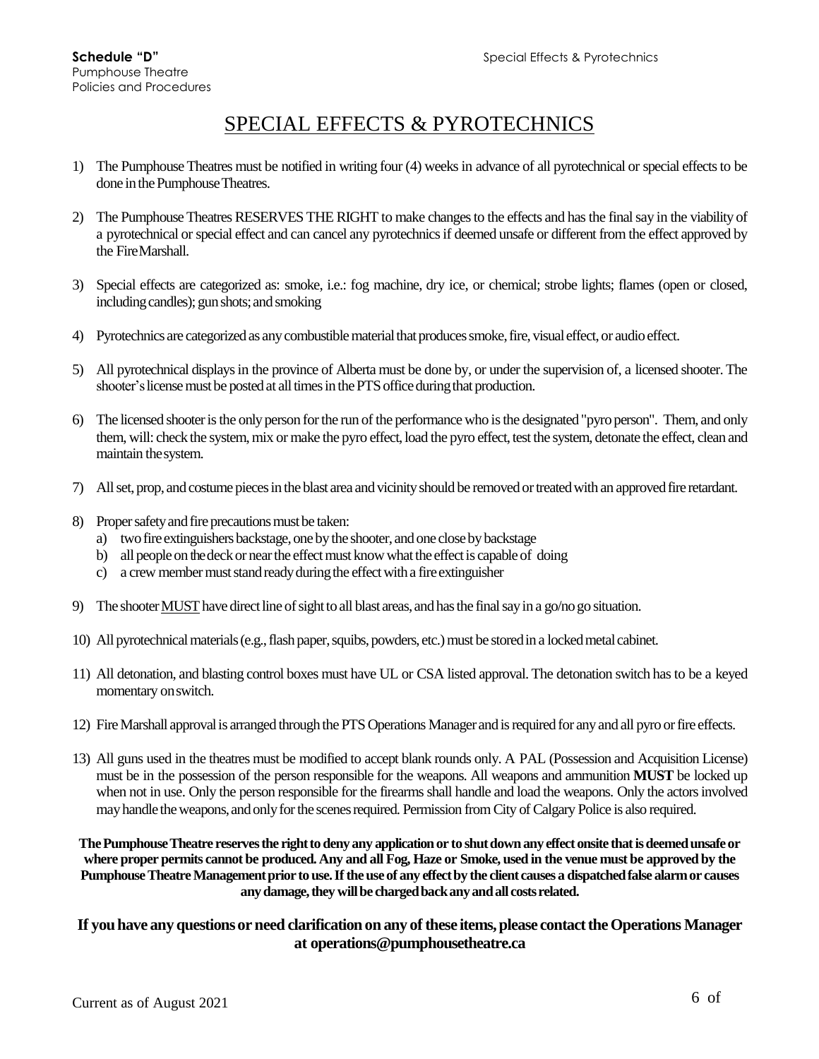# SPECIAL EFFECTS & PYROTECHNICS

1) The Pumphouse Theatres must be notified in writing four (4) weeks in advance of all pyrotechnical or special effects to be done in the Pumphouse Theatres.

2) The Pumphouse Theatres RESERVES THE RIGHT to make changes to the effects and has the final say in the viability of a pyrotechnical or special effect and can cancel any pyrotechnics if deemed unsafe or different from the effect approved by the Fire Marshall.

3) Special effects are categorized as: smoke, i.e.: fog machine, dry ice, or chemical; strobe lights; flames (open or closed, including candles); gun shots; and smoking

4) Pyrotechnics are categorized as any combustible material that produces smoke, fire, visual effect, or audio effect.

5) All pyrotechnical displays in the province of Alberta must be done by, or under the supervision of, a licensed shooter. The shooter's license must be posted at all times in the PTS office during that production.

6) The licensed shooter is the only person for the run of the performance who is the designated "pyro person". Them, and only them, will: check the system, mix or make the pyro effect, load the pyro effect, test the system, detonate the effect, clean and maintain the system.

7) All set, prop, and costume pieces in the blast area and vicinity should be removed or treated with an approved fire retardant.

8) Proper safety and fire precautions must be taken:
   a) two fire extinguishers backstage, one by the shooter, and one close by backstage
   b) all people on the deck or near the effect must know what the effect is capable of doing
   c) a crew member must stand ready during the effect with a fire extinguisher

9) The shooter <u>MUST</u> have direct line of sight to all blast areas, and has the final say in a go/no go situation.

10) All pyrotechnical materials (e.g., flash paper, squibs, powders, etc.) must be stored in a locked metal cabinet.

11) All detonation, and blasting control boxes must have UL or CSA listed approval. The detonation switch has to be a keyed momentary on switch.

12) Fire Marshall approval is arranged through the PTS Operations Manager and is required for any and all pyro or fire effects.

13) All guns used in the theatres must be modified to accept blank rounds only. A PAL (Possession and Acquisition License) must be in the possession of the person responsible for the weapons. All weapons and ammunition **MUST** be locked up when not in use. Only the person responsible for the firearms shall handle and load the weapons. Only the actors involved may handle the weapons, and only for the scenes required. Permission from City of Calgary Police is also required.

**The Pumphouse Theatre reserves the right to deny any application or to shut down any effect onsite that is deemed unsafe or where proper permits cannot be produced. Any and all Fog, Haze or Smoke, used in the venue must be approved by the Pumphouse Theatre Management prior to use. If the use of any effect by the client causes a dispatched false alarm or causes any damage, they will be charged back any and all costs related.**

**If you have any questions or need clarification on any of these items, please contact the Operations Manager at operations@pumphousetheatre.ca**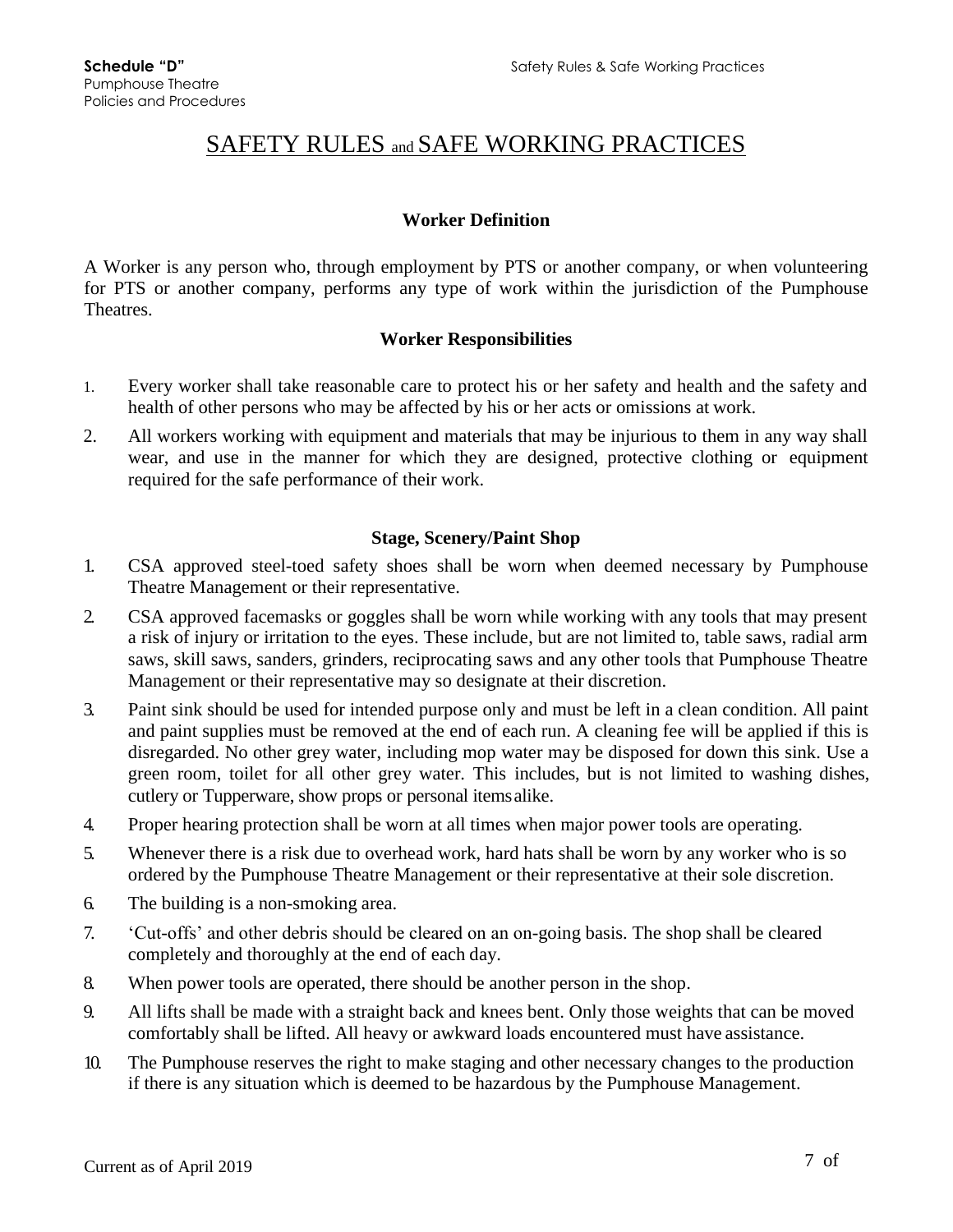# SAFETY RULES and SAFE WORKING PRACTICES

### Worker Definition

A Worker is any person who, through employment by PTS or another company, or when volunteering for PTS or another company, performs any type of work within the jurisdiction of the Pumphouse Theatres.

### Worker Responsibilities

1. Every worker shall take reasonable care to protect his or her safety and health and the safety and health of other persons who may be affected by his or her acts or omissions at work.
2. All workers working with equipment and materials that may be injurious to them in any way shall wear, and use in the manner for which they are designed, protective clothing or equipment required for the safe performance of their work.

### Stage, Scenery/Paint Shop

1. CSA approved steel-toed safety shoes shall be worn when deemed necessary by Pumphouse Theatre Management or their representative.
2. CSA approved facemasks or goggles shall be worn while working with any tools that may present a risk of injury or irritation to the eyes. These include, but are not limited to, table saws, radial arm saws, skill saws, sanders, grinders, reciprocating saws and any other tools that Pumphouse Theatre Management or their representative may so designate at their discretion.
3. Paint sink should be used for intended purpose only and must be left in a clean condition. All paint and paint supplies must be removed at the end of each run. A cleaning fee will be applied if this is disregarded. No other grey water, including mop water may be disposed for down this sink. Use a green room, toilet for all other grey water. This includes, but is not limited to washing dishes, cutlery or Tupperware, show props or personal items alike.
4. Proper hearing protection shall be worn at all times when major power tools are operating.
5. Whenever there is a risk due to overhead work, hard hats shall be worn by any worker who is so ordered by the Pumphouse Theatre Management or their representative at their sole discretion.
6. The building is a non-smoking area.
7. 'Cut-offs' and other debris should be cleared on an on-going basis. The shop shall be cleared completely and thoroughly at the end of each day.
8. When power tools are operated, there should be another person in the shop.
9. All lifts shall be made with a straight back and knees bent. Only those weights that can be moved comfortably shall be lifted. All heavy or awkward loads encountered must have assistance.
10. The Pumphouse reserves the right to make staging and other necessary changes to the production if there is any situation which is deemed to be hazardous by the Pumphouse Management.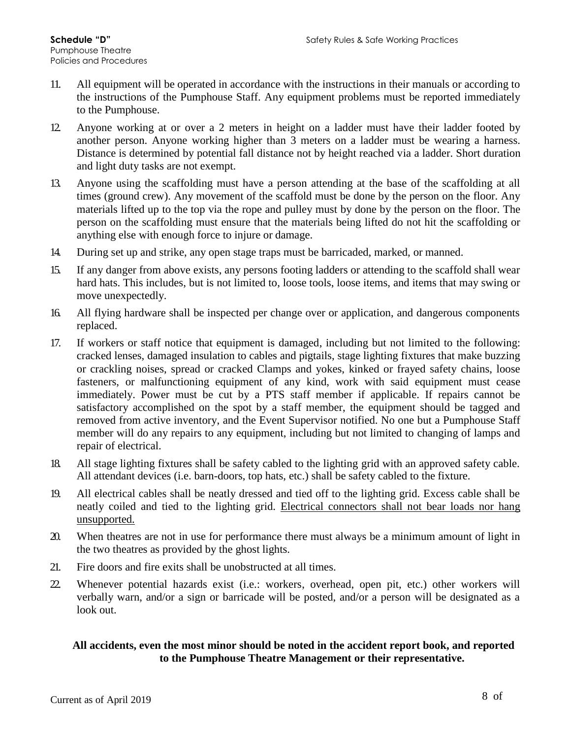11. All equipment will be operated in accordance with the instructions in their manuals or according to the instructions of the Pumphouse Staff. Any equipment problems must be reported immediately to the Pumphouse.

12. Anyone working at or over a 2 meters in height on a ladder must have their ladder footed by another person. Anyone working higher than 3 meters on a ladder must be wearing a harness. Distance is determined by potential fall distance not by height reached via a ladder. Short duration and light duty tasks are not exempt.

13. Anyone using the scaffolding must have a person attending at the base of the scaffolding at all times (ground crew). Any movement of the scaffold must be done by the person on the floor. Any materials lifted up to the top via the rope and pulley must by done by the person on the floor. The person on the scaffolding must ensure that the materials being lifted do not hit the scaffolding or anything else with enough force to injure or damage.

14. During set up and strike, any open stage traps must be barricaded, marked, or manned.

15. If any danger from above exists, any persons footing ladders or attending to the scaffold shall wear hard hats. This includes, but is not limited to, loose tools, loose items, and items that may swing or move unexpectedly.

16. All flying hardware shall be inspected per change over or application, and dangerous components replaced.

17. If workers or staff notice that equipment is damaged, including but not limited to the following: cracked lenses, damaged insulation to cables and pigtails, stage lighting fixtures that make buzzing or crackling noises, spread or cracked Clamps and yokes, kinked or frayed safety chains, loose fasteners, or malfunctioning equipment of any kind, work with said equipment must cease immediately. Power must be cut by a PTS staff member if applicable. If repairs cannot be satisfactory accomplished on the spot by a staff member, the equipment should be tagged and removed from active inventory, and the Event Supervisor notified. No one but a Pumphouse Staff member will do any repairs to any equipment, including but not limited to changing of lamps and repair of electrical.

18. All stage lighting fixtures shall be safety cabled to the lighting grid with an approved safety cable. All attendant devices (i.e. barn-doors, top hats, etc.) shall be safety cabled to the fixture.

19. All electrical cables shall be neatly dressed and tied off to the lighting grid. Excess cable shall be neatly coiled and tied to the lighting grid. <u>Electrical connectors shall not bear loads nor hang unsupported.</u>

20. When theatres are not in use for performance there must always be a minimum amount of light in the two theatres as provided by the ghost lights.

21. Fire doors and fire exits shall be unobstructed at all times.

22. Whenever potential hazards exist (i.e.: workers, overhead, open pit, etc.) other workers will verbally warn, and/or a sign or barricade will be posted, and/or a person will be designated as a look out.

**All accidents, even the most minor should be noted in the accident report book, and reported to the Pumphouse Theatre Management or their representative.**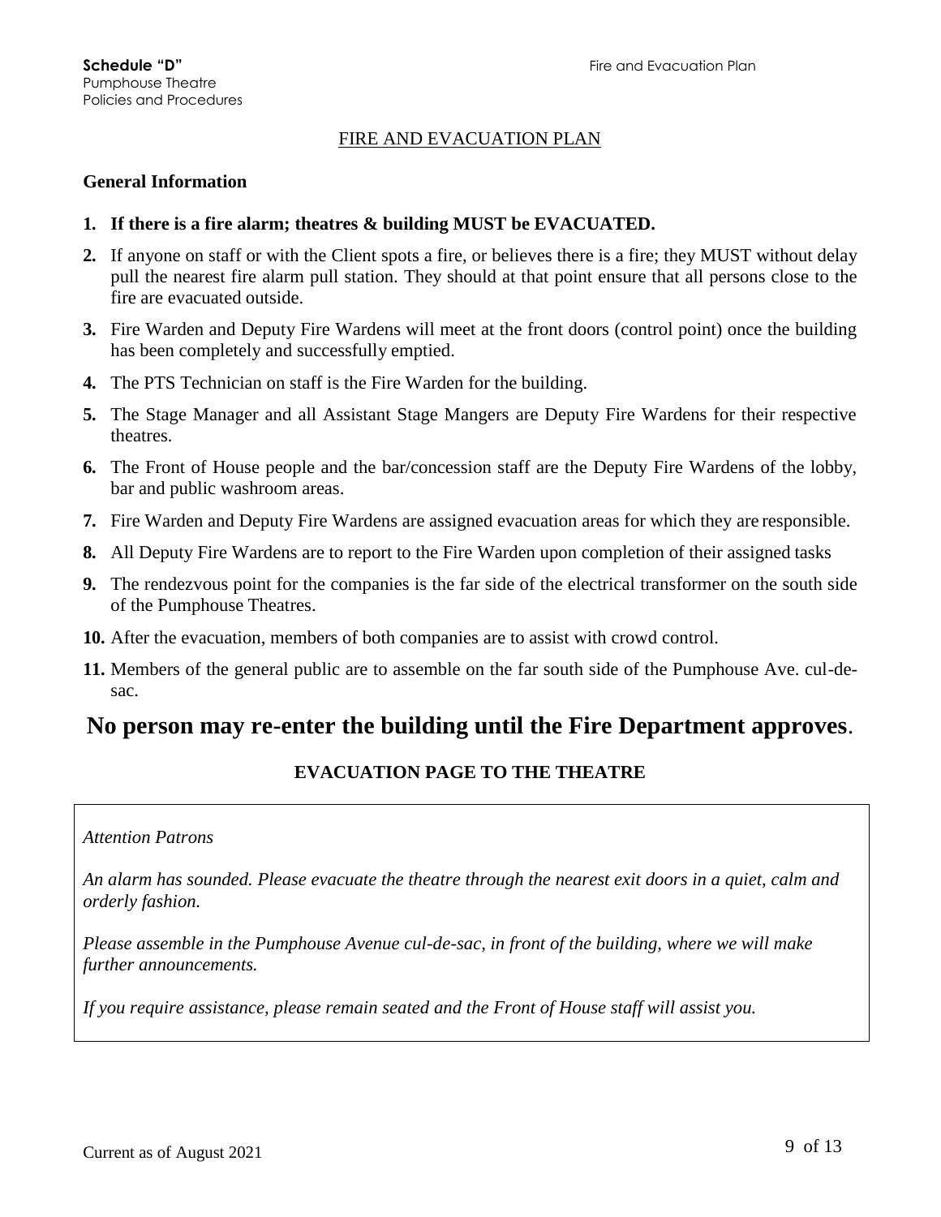**Schedule "D"**
Pumphouse Theatre
Policies and Procedures

Fire and Evacuation Plan

## FIRE AND EVACUATION PLAN

### General Information

1. **If there is a fire alarm; theatres & building MUST be EVACUATED.**
2. If anyone on staff or with the Client spots a fire, or believes there is a fire; they MUST without delay pull the nearest fire alarm pull station. They should at that point ensure that all persons close to the fire are evacuated outside.
3. Fire Warden and Deputy Fire Wardens will meet at the front doors (control point) once the building has been completely and successfully emptied.
4. The PTS Technician on staff is the Fire Warden for the building.
5. The Stage Manager and all Assistant Stage Mangers are Deputy Fire Wardens for their respective theatres.
6. The Front of House people and the bar/concession staff are the Deputy Fire Wardens of the lobby, bar and public washroom areas.
7. Fire Warden and Deputy Fire Wardens are assigned evacuation areas for which they are responsible.
8. All Deputy Fire Wardens are to report to the Fire Warden upon completion of their assigned tasks
9. The rendezvous point for the companies is the far side of the electrical transformer on the south side of the Pumphouse Theatres.
10. After the evacuation, members of both companies are to assist with crowd control.
11. Members of the general public are to assemble on the far south side of the Pumphouse Ave. cul-de-sac.

## No person may re-enter the building until the Fire Department approves.

### EVACUATION PAGE TO THE THEATRE

*Attention Patrons*

*An alarm has sounded. Please evacuate the theatre through the nearest exit doors in a quiet, calm and orderly fashion.*

*Please assemble in the Pumphouse Avenue cul-de-sac, in front of the building, where we will make further announcements.*

*If you require assistance, please remain seated and the Front of House staff will assist you.*

Current as of August 2021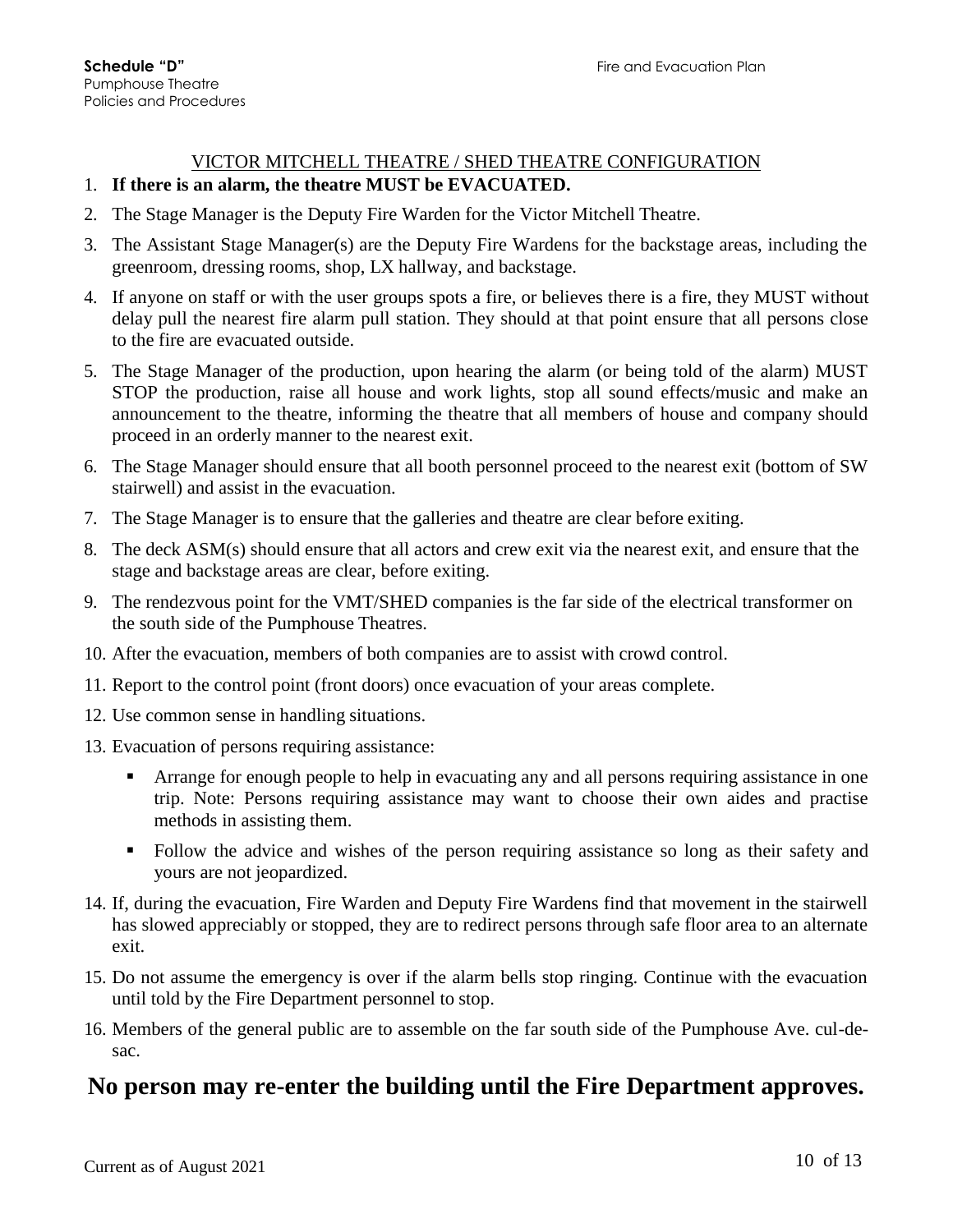**Schedule "D"**
Pumphouse Theatre
Policies and Procedures

Fire and Evacuation Plan

## VICTOR MITCHELL THEATRE / SHED THEATRE CONFIGURATION

1. **If there is an alarm, the theatre MUST be EVACUATED.**
2. The Stage Manager is the Deputy Fire Warden for the Victor Mitchell Theatre.
3. The Assistant Stage Manager(s) are the Deputy Fire Wardens for the backstage areas, including the greenroom, dressing rooms, shop, LX hallway, and backstage.
4. If anyone on staff or with the user groups spots a fire, or believes there is a fire, they MUST without delay pull the nearest fire alarm pull station. They should at that point ensure that all persons close to the fire are evacuated outside.
5. The Stage Manager of the production, upon hearing the alarm (or being told of the alarm) MUST STOP the production, raise all house and work lights, stop all sound effects/music and make an announcement to the theatre, informing the theatre that all members of house and company should proceed in an orderly manner to the nearest exit.
6. The Stage Manager should ensure that all booth personnel proceed to the nearest exit (bottom of SW stairwell) and assist in the evacuation.
7. The Stage Manager is to ensure that the galleries and theatre are clear before exiting.
8. The deck ASM(s) should ensure that all actors and crew exit via the nearest exit, and ensure that the stage and backstage areas are clear, before exiting.
9. The rendezvous point for the VMT/SHED companies is the far side of the electrical transformer on the south side of the Pumphouse Theatres.
10. After the evacuation, members of both companies are to assist with crowd control.
11. Report to the control point (front doors) once evacuation of your areas complete.
12. Use common sense in handling situations.
13. Evacuation of persons requiring assistance:
    - Arrange for enough people to help in evacuating any and all persons requiring assistance in one trip. Note: Persons requiring assistance may want to choose their own aides and practise methods in assisting them.
    - Follow the advice and wishes of the person requiring assistance so long as their safety and yours are not jeopardized.
14. If, during the evacuation, Fire Warden and Deputy Fire Wardens find that movement in the stairwell has slowed appreciably or stopped, they are to redirect persons through safe floor area to an alternate exit.
15. Do not assume the emergency is over if the alarm bells stop ringing. Continue with the evacuation until told by the Fire Department personnel to stop.
16. Members of the general public are to assemble on the far south side of the Pumphouse Ave. cul-de-sac.

# No person may re-enter the building until the Fire Department approves.

Current as of August 2021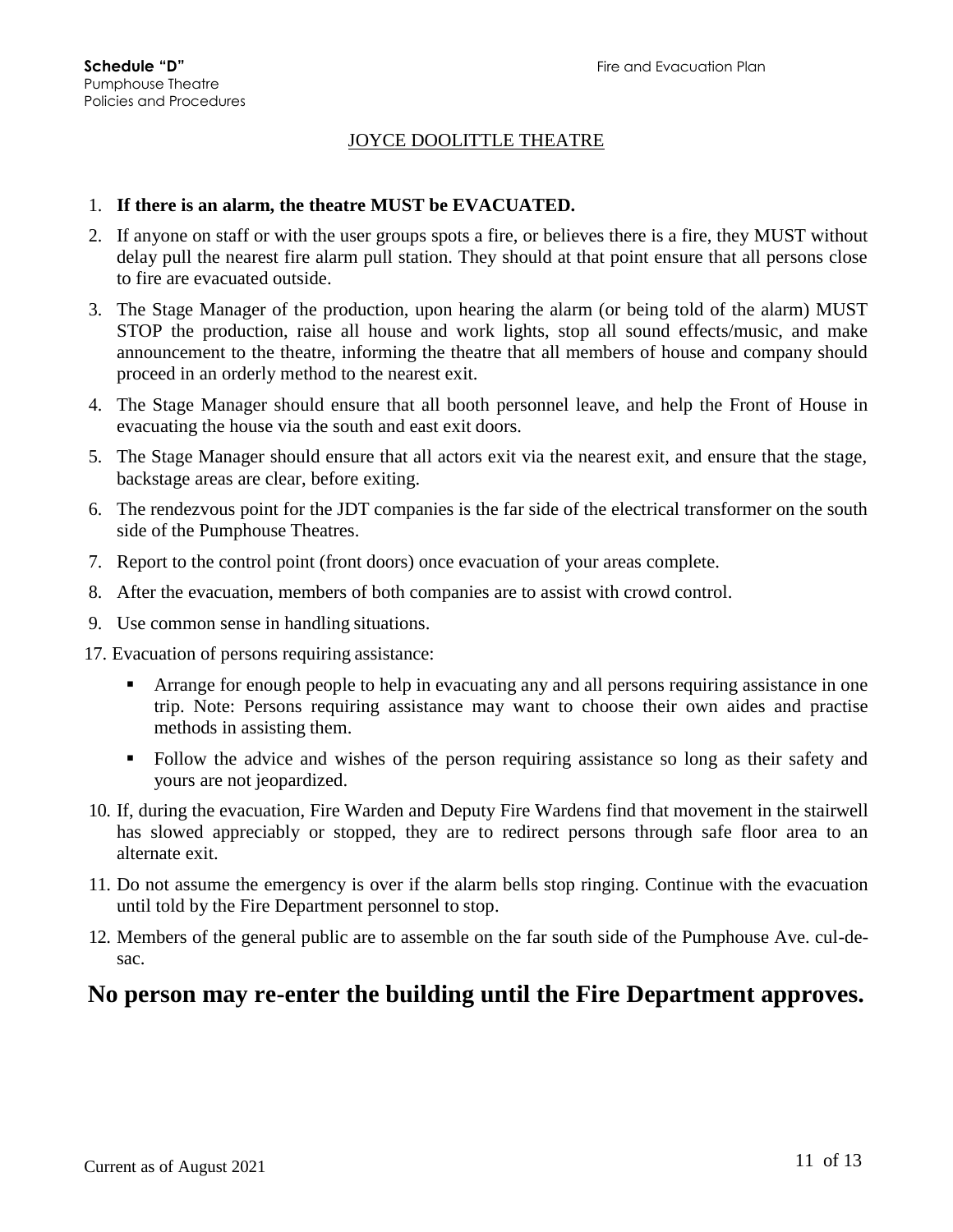**Schedule "D"**
Pumphouse Theatre
Policies and Procedures

Fire and Evacuation Plan

## JOYCE DOOLITTLE THEATRE

1. **If there is an alarm, the theatre MUST be EVACUATED.**
2. If anyone on staff or with the user groups spots a fire, or believes there is a fire, they MUST without delay pull the nearest fire alarm pull station. They should at that point ensure that all persons close to fire are evacuated outside.
3. The Stage Manager of the production, upon hearing the alarm (or being told of the alarm) MUST STOP the production, raise all house and work lights, stop all sound effects/music, and make announcement to the theatre, informing the theatre that all members of house and company should proceed in an orderly method to the nearest exit.
4. The Stage Manager should ensure that all booth personnel leave, and help the Front of House in evacuating the house via the south and east exit doors.
5. The Stage Manager should ensure that all actors exit via the nearest exit, and ensure that the stage, backstage areas are clear, before exiting.
6. The rendezvous point for the JDT companies is the far side of the electrical transformer on the south side of the Pumphouse Theatres.
7. Report to the control point (front doors) once evacuation of your areas complete.
8. After the evacuation, members of both companies are to assist with crowd control.
9. Use common sense in handling situations.

17. Evacuation of persons requiring assistance:
    - Arrange for enough people to help in evacuating any and all persons requiring assistance in one trip. Note: Persons requiring assistance may want to choose their own aides and practise methods in assisting them.
    - Follow the advice and wishes of the person requiring assistance so long as their safety and yours are not jeopardized.

10. If, during the evacuation, Fire Warden and Deputy Fire Wardens find that movement in the stairwell has slowed appreciably or stopped, they are to redirect persons through safe floor area to an alternate exit.
11. Do not assume the emergency is over if the alarm bells stop ringing. Continue with the evacuation until told by the Fire Department personnel to stop.
12. Members of the general public are to assemble on the far south side of the Pumphouse Ave. cul-de-sac.

# No person may re-enter the building until the Fire Department approves.

Current as of August 2021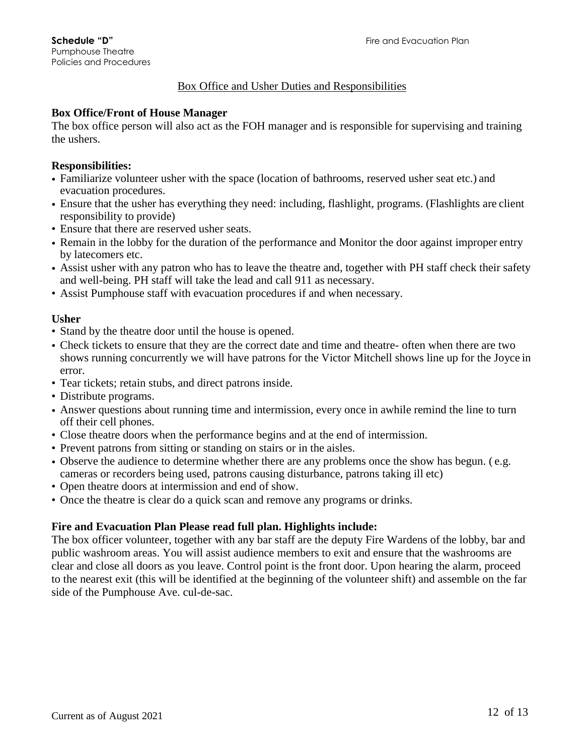## Box Office and Usher Duties and Responsibilities

**Box Office/Front of House Manager**

The box office person will also act as the FOH manager and is responsible for supervising and training the ushers.

**Responsibilities:**

- Familiarize volunteer usher with the space (location of bathrooms, reserved usher seat etc.) and evacuation procedures.
- Ensure that the usher has everything they need: including, flashlight, programs. (Flashlights are client responsibility to provide)
- Ensure that there are reserved usher seats.
- Remain in the lobby for the duration of the performance and Monitor the door against improper entry by latecomers etc.
- Assist usher with any patron who has to leave the theatre and, together with PH staff check their safety and well-being. PH staff will take the lead and call 911 as necessary.
- Assist Pumphouse staff with evacuation procedures if and when necessary.

**Usher**

- Stand by the theatre door until the house is opened.
- Check tickets to ensure that they are the correct date and time and theatre- often when there are two shows running concurrently we will have patrons for the Victor Mitchell shows line up for the Joyce in error.
- Tear tickets; retain stubs, and direct patrons inside.
- Distribute programs.
- Answer questions about running time and intermission, every once in awhile remind the line to turn off their cell phones.
- Close theatre doors when the performance begins and at the end of intermission.
- Prevent patrons from sitting or standing on stairs or in the aisles.
- Observe the audience to determine whether there are any problems once the show has begun. ( e.g. cameras or recorders being used, patrons causing disturbance, patrons taking ill etc)
- Open theatre doors at intermission and end of show.
- Once the theatre is clear do a quick scan and remove any programs or drinks.

**Fire and Evacuation Plan Please read full plan. Highlights include:**

The box officer volunteer, together with any bar staff are the deputy Fire Wardens of the lobby, bar and public washroom areas. You will assist audience members to exit and ensure that the washrooms are clear and close all doors as you leave. Control point is the front door. Upon hearing the alarm, proceed to the nearest exit (this will be identified at the beginning of the volunteer shift) and assemble on the far side of the Pumphouse Ave. cul-de-sac.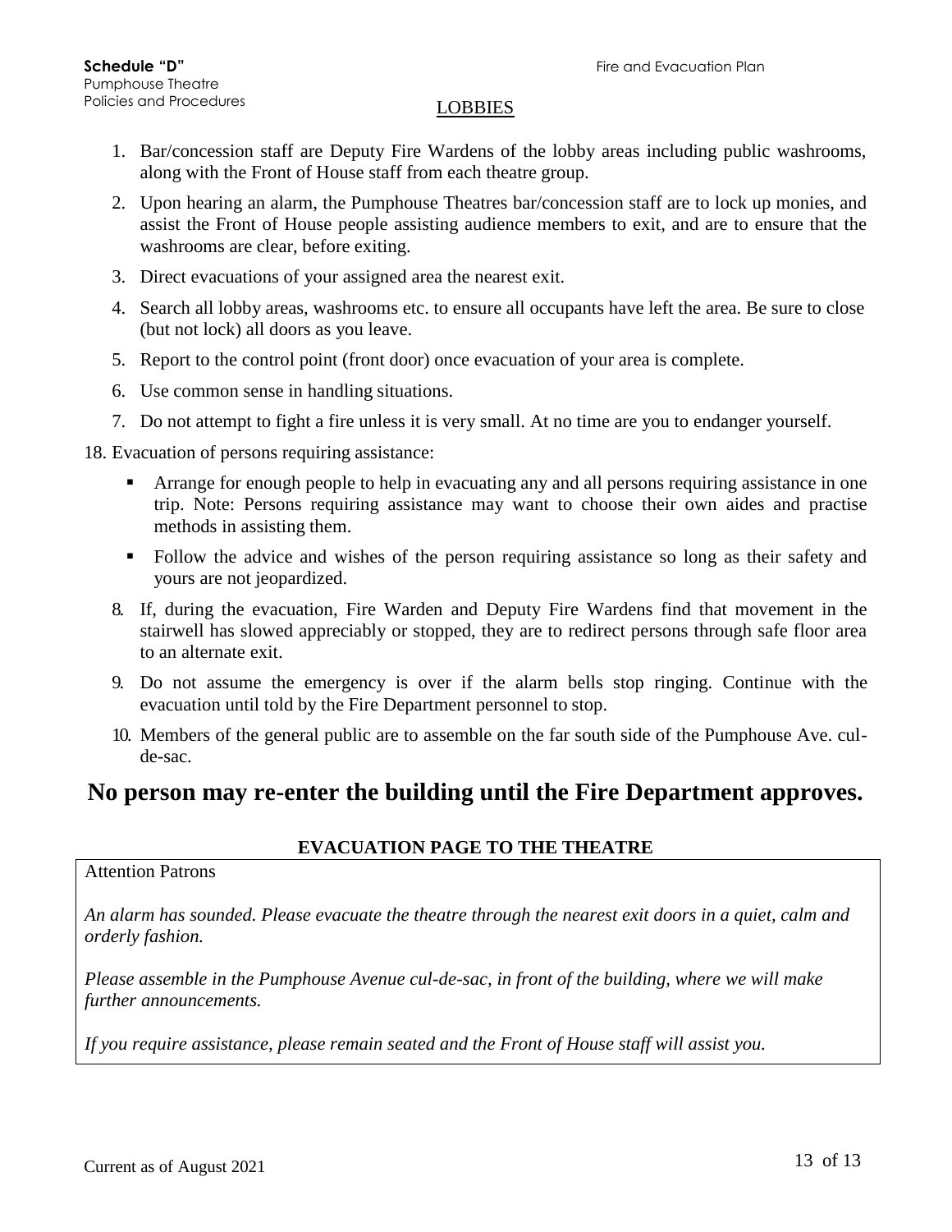## LOBBIES

1. Bar/concession staff are Deputy Fire Wardens of the lobby areas including public washrooms, along with the Front of House staff from each theatre group.
2. Upon hearing an alarm, the Pumphouse Theatres bar/concession staff are to lock up monies, and assist the Front of House people assisting audience members to exit, and are to ensure that the washrooms are clear, before exiting.
3. Direct evacuations of your assigned area the nearest exit.
4. Search all lobby areas, washrooms etc. to ensure all occupants have left the area. Be sure to close (but not lock) all doors as you leave.
5. Report to the control point (front door) once evacuation of your area is complete.
6. Use common sense in handling situations.
7. Do not attempt to fight a fire unless it is very small. At no time are you to endanger yourself.

18. Evacuation of persons requiring assistance:

- Arrange for enough people to help in evacuating any and all persons requiring assistance in one trip. Note: Persons requiring assistance may want to choose their own aides and practise methods in assisting them.
- Follow the advice and wishes of the person requiring assistance so long as their safety and yours are not jeopardized.

8. If, during the evacuation, Fire Warden and Deputy Fire Wardens find that movement in the stairwell has slowed appreciably or stopped, they are to redirect persons through safe floor area to an alternate exit.
9. Do not assume the emergency is over if the alarm bells stop ringing. Continue with the evacuation until told by the Fire Department personnel to stop.
10. Members of the general public are to assemble on the far south side of the Pumphouse Ave. cul-de-sac.

## No person may re-enter the building until the Fire Department approves.

### EVACUATION PAGE TO THE THEATRE

Attention Patrons

*An alarm has sounded. Please evacuate the theatre through the nearest exit doors in a quiet, calm and orderly fashion.*

*Please assemble in the Pumphouse Avenue cul-de-sac, in front of the building, where we will make further announcements.*

*If you require assistance, please remain seated and the Front of House staff will assist you.*